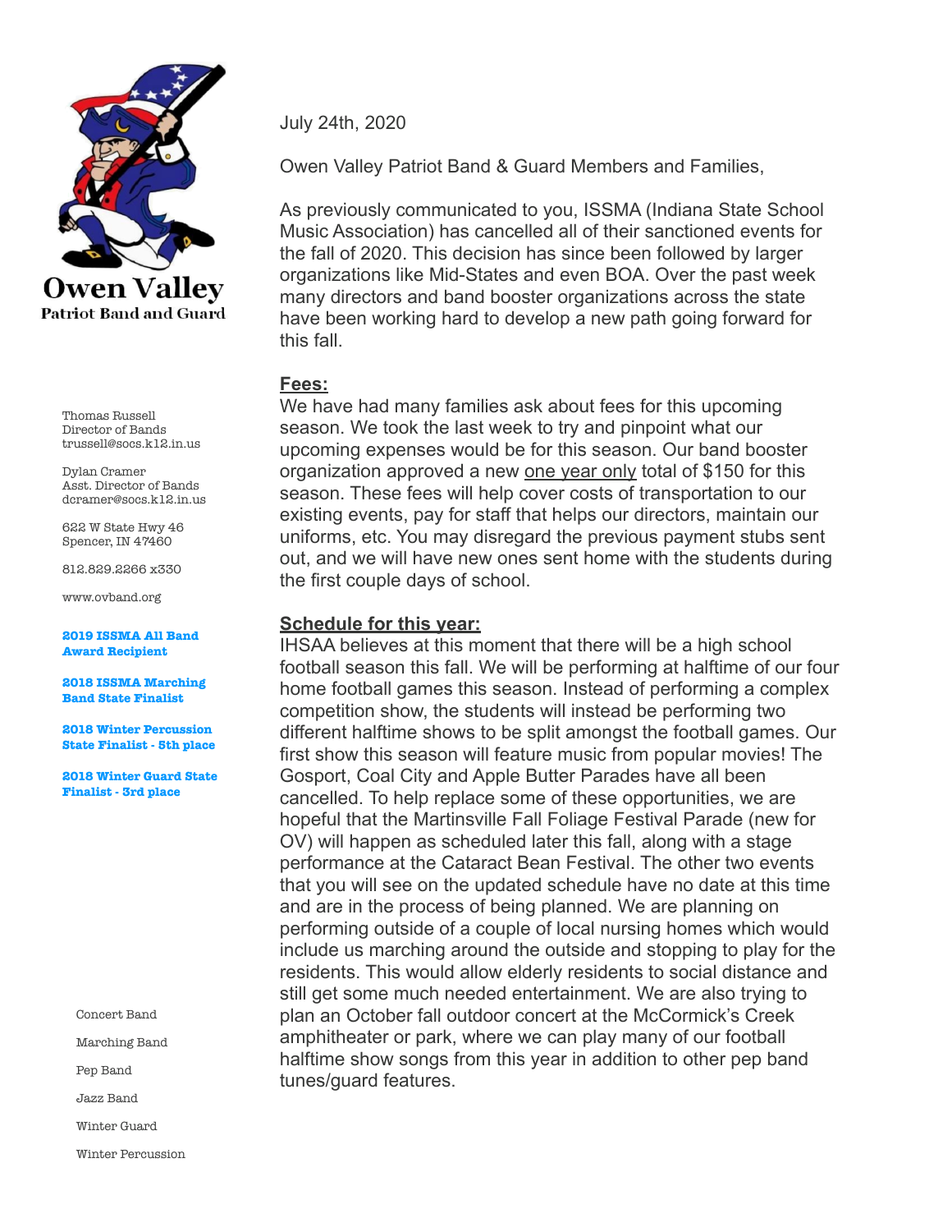# Owen Valley
**Patriot Band and Guard**

Thomas Russell
Director of Bands
trussell@socs.k12.in.us

Dylan Cramer
Asst. Director of Bands
dcramer@socs.k12.in.us

622 W State Hwy 46
Spencer, IN 47460

812.829.2266 x330

www.ovband.org

**2019 ISSMA All Band Award Recipient**

**2018 ISSMA Marching Band State Finalist**

**2018 Winter Percussion State Finalist - 5th place**

**2018 Winter Guard State Finalist - 3rd place**

Concert Band

Marching Band

Pep Band

Jazz Band

Winter Guard

Winter Percussion

July 24th, 2020

Owen Valley Patriot Band & Guard Members and Families,

As previously communicated to you, ISSMA (Indiana State School Music Association) has cancelled all of their sanctioned events for the fall of 2020. This decision has since been followed by larger organizations like Mid-States and even BOA. Over the past week many directors and band booster organizations across the state have been working hard to develop a new path going forward for this fall.

**Fees:**

We have had many families ask about fees for this upcoming season. We took the last week to try and pinpoint what our upcoming expenses would be for this season. Our band booster organization approved a new one year only total of $150 for this season. These fees will help cover costs of transportation to our existing events, pay for staff that helps our directors, maintain our uniforms, etc. You may disregard the previous payment stubs sent out, and we will have new ones sent home with the students during the first couple days of school.

**Schedule for this year:**

IHSAA believes at this moment that there will be a high school football season this fall. We will be performing at halftime of our four home football games this season. Instead of performing a complex competition show, the students will instead be performing two different halftime shows to be split amongst the football games. Our first show this season will feature music from popular movies! The Gosport, Coal City and Apple Butter Parades have all been cancelled. To help replace some of these opportunities, we are hopeful that the Martinsville Fall Foliage Festival Parade (new for OV) will happen as scheduled later this fall, along with a stage performance at the Cataract Bean Festival. The other two events that you will see on the updated schedule have no date at this time and are in the process of being planned. We are planning on performing outside of a couple of local nursing homes which would include us marching around the outside and stopping to play for the residents. This would allow elderly residents to social distance and still get some much needed entertainment. We are also trying to plan an October fall outdoor concert at the McCormick's Creek amphitheater or park, where we can play many of our football halftime show songs from this year in addition to other pep band tunes/guard features.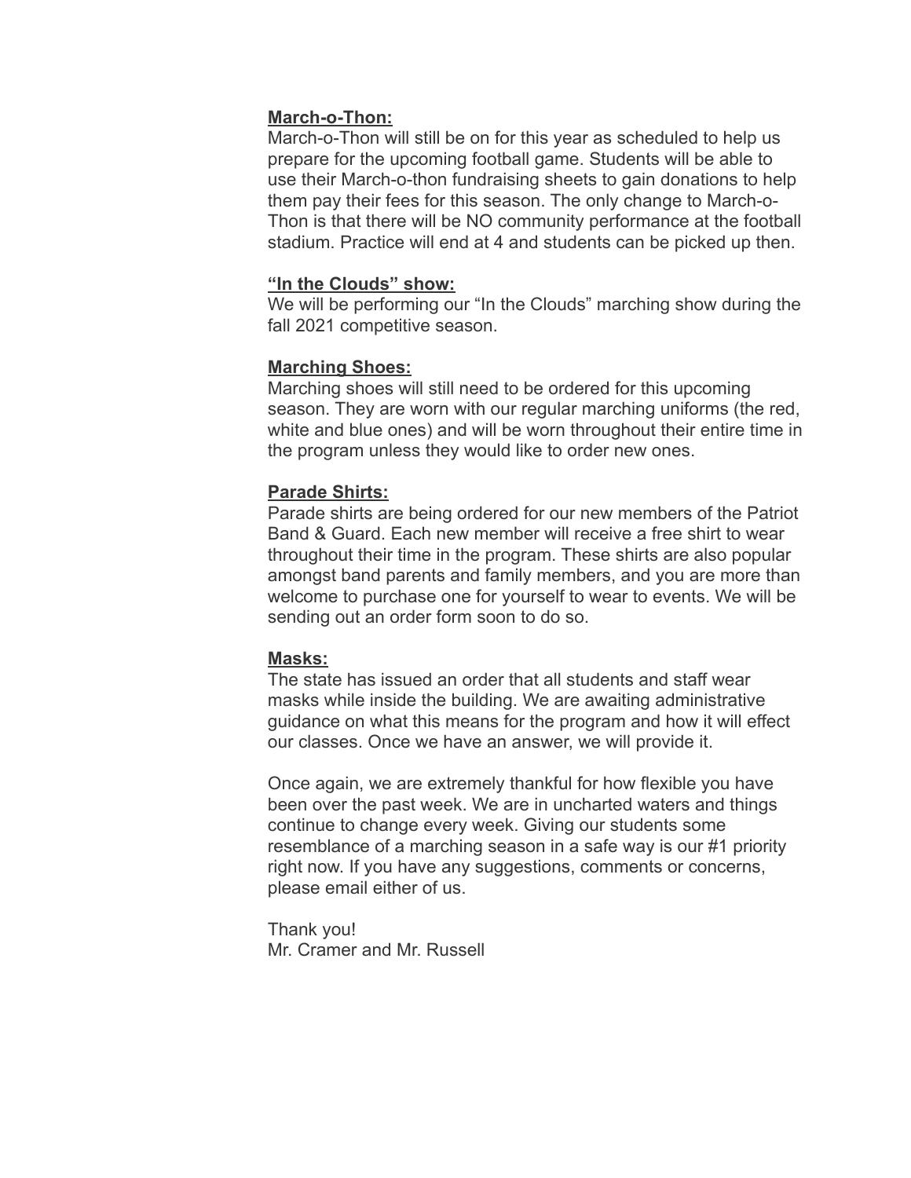**March-o-Thon:**

March-o-Thon will still be on for this year as scheduled to help us prepare for the upcoming football game. Students will be able to use their March-o-thon fundraising sheets to gain donations to help them pay their fees for this season. The only change to March-o-Thon is that there will be NO community performance at the football stadium. Practice will end at 4 and students can be picked up then.

**"In the Clouds" show:**

We will be performing our "In the Clouds" marching show during the fall 2021 competitive season.

**Marching Shoes:**

Marching shoes will still need to be ordered for this upcoming season. They are worn with our regular marching uniforms (the red, white and blue ones) and will be worn throughout their entire time in the program unless they would like to order new ones.

**Parade Shirts:**

Parade shirts are being ordered for our new members of the Patriot Band & Guard. Each new member will receive a free shirt to wear throughout their time in the program. These shirts are also popular amongst band parents and family members, and you are more than welcome to purchase one for yourself to wear to events. We will be sending out an order form soon to do so.

**Masks:**

The state has issued an order that all students and staff wear masks while inside the building. We are awaiting administrative guidance on what this means for the program and how it will effect our classes. Once we have an answer, we will provide it.

Once again, we are extremely thankful for how flexible you have been over the past week. We are in uncharted waters and things continue to change every week. Giving our students some resemblance of a marching season in a safe way is our #1 priority right now. If you have any suggestions, comments or concerns, please email either of us.

Thank you!
Mr. Cramer and Mr. Russell